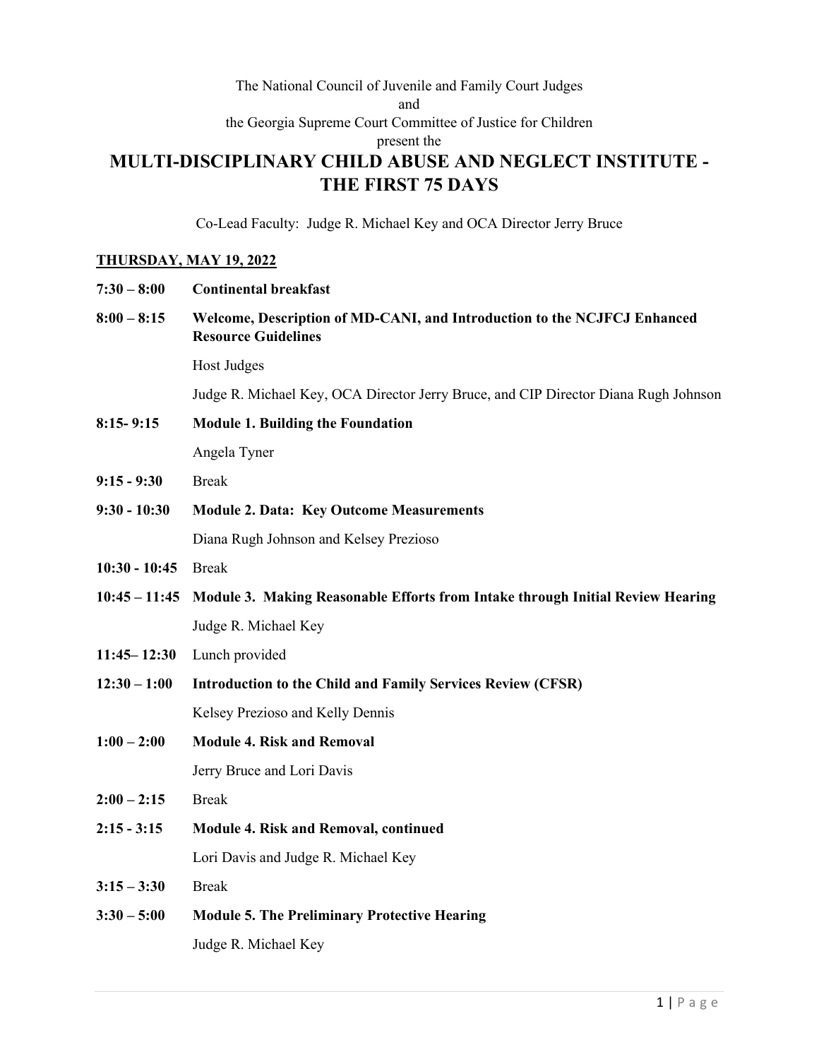The National Council of Juvenile and Family Court Judges
and
the Georgia Supreme Court Committee of Justice for Children
present the

# MULTI-DISCIPLINARY CHILD ABUSE AND NEGLECT INSTITUTE - THE FIRST 75 DAYS

Co-Lead Faculty: Judge R. Michael Key and OCA Director Jerry Bruce

## THURSDAY, MAY 19, 2022

**7:30 – 8:00** **Continental breakfast**

**8:00 – 8:15** **Welcome, Description of MD-CANI, and Introduction to the NCJFCJ Enhanced Resource Guidelines**

Host Judges

Judge R. Michael Key, OCA Director Jerry Bruce, and CIP Director Diana Rugh Johnson

**8:15- 9:15** **Module 1. Building the Foundation**

Angela Tyner

**9:15 - 9:30** Break

**9:30 - 10:30** **Module 2. Data: Key Outcome Measurements**

Diana Rugh Johnson and Kelsey Prezioso

**10:30 - 10:45** Break

**10:45 – 11:45** **Module 3. Making Reasonable Efforts from Intake through Initial Review Hearing**

Judge R. Michael Key

**11:45– 12:30** Lunch provided

**12:30 – 1:00** **Introduction to the Child and Family Services Review (CFSR)**

Kelsey Prezioso and Kelly Dennis

**1:00 – 2:00** **Module 4. Risk and Removal**

Jerry Bruce and Lori Davis

**2:00 – 2:15** Break

**2:15 - 3:15** **Module 4. Risk and Removal, continued**

Lori Davis and Judge R. Michael Key

**3:15 – 3:30** Break

**3:30 – 5:00** **Module 5. The Preliminary Protective Hearing**

Judge R. Michael Key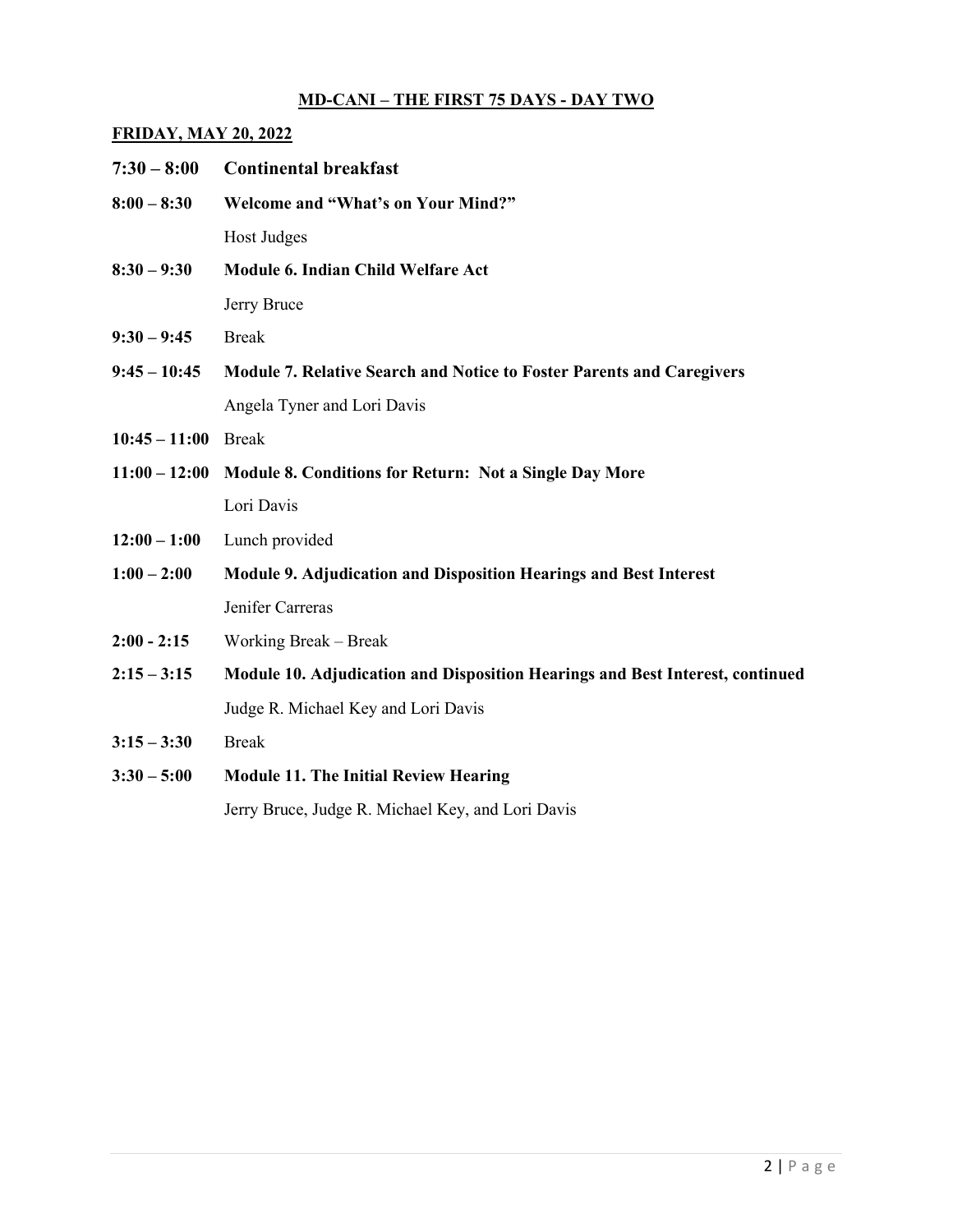## MD-CANI – THE FIRST 75 DAYS - DAY TWO

**FRIDAY, MAY 20, 2022**

**7:30 – 8:00** **Continental breakfast**

**8:00 – 8:30** **Welcome and "What's on Your Mind?"**
Host Judges

**8:30 – 9:30** **Module 6. Indian Child Welfare Act**
Jerry Bruce

**9:30 – 9:45** Break

**9:45 – 10:45** **Module 7. Relative Search and Notice to Foster Parents and Caregivers**
Angela Tyner and Lori Davis

**10:45 – 11:00** Break

**11:00 – 12:00** **Module 8. Conditions for Return: Not a Single Day More**
Lori Davis

**12:00 – 1:00** Lunch provided

**1:00 – 2:00** **Module 9. Adjudication and Disposition Hearings and Best Interest**
Jenifer Carreras

**2:00 - 2:15** Working Break – Break

**2:15 – 3:15** **Module 10. Adjudication and Disposition Hearings and Best Interest, continued**
Judge R. Michael Key and Lori Davis

**3:15 – 3:30** Break

**3:30 – 5:00** **Module 11. The Initial Review Hearing**
Jerry Bruce, Judge R. Michael Key, and Lori Davis